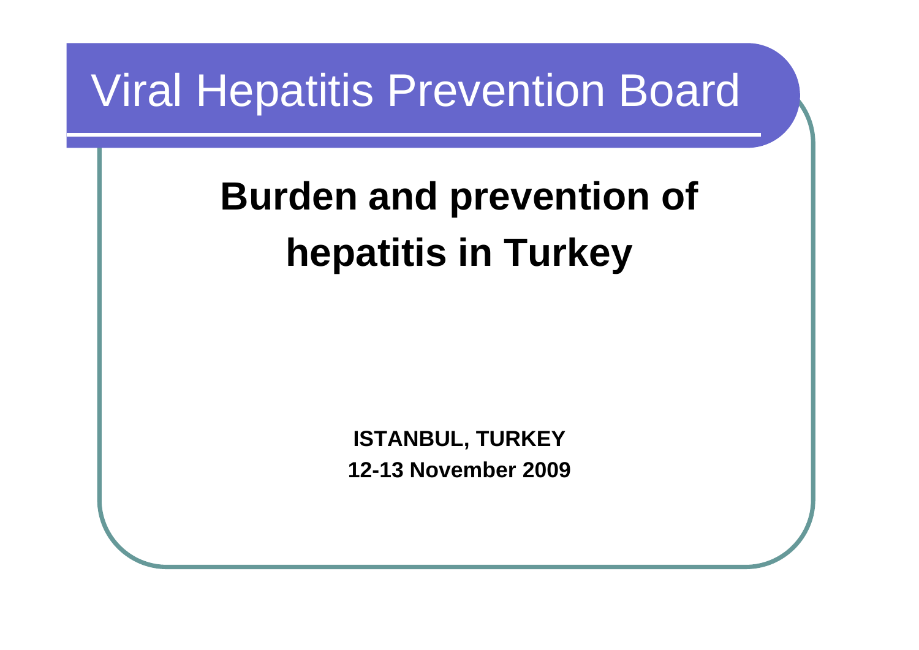# Viral Hepatitis Prevention Board

## Burden and prevention of hepatitis in Turkey

**ISTANBUL, TURKEY**

**12-13 November 2009**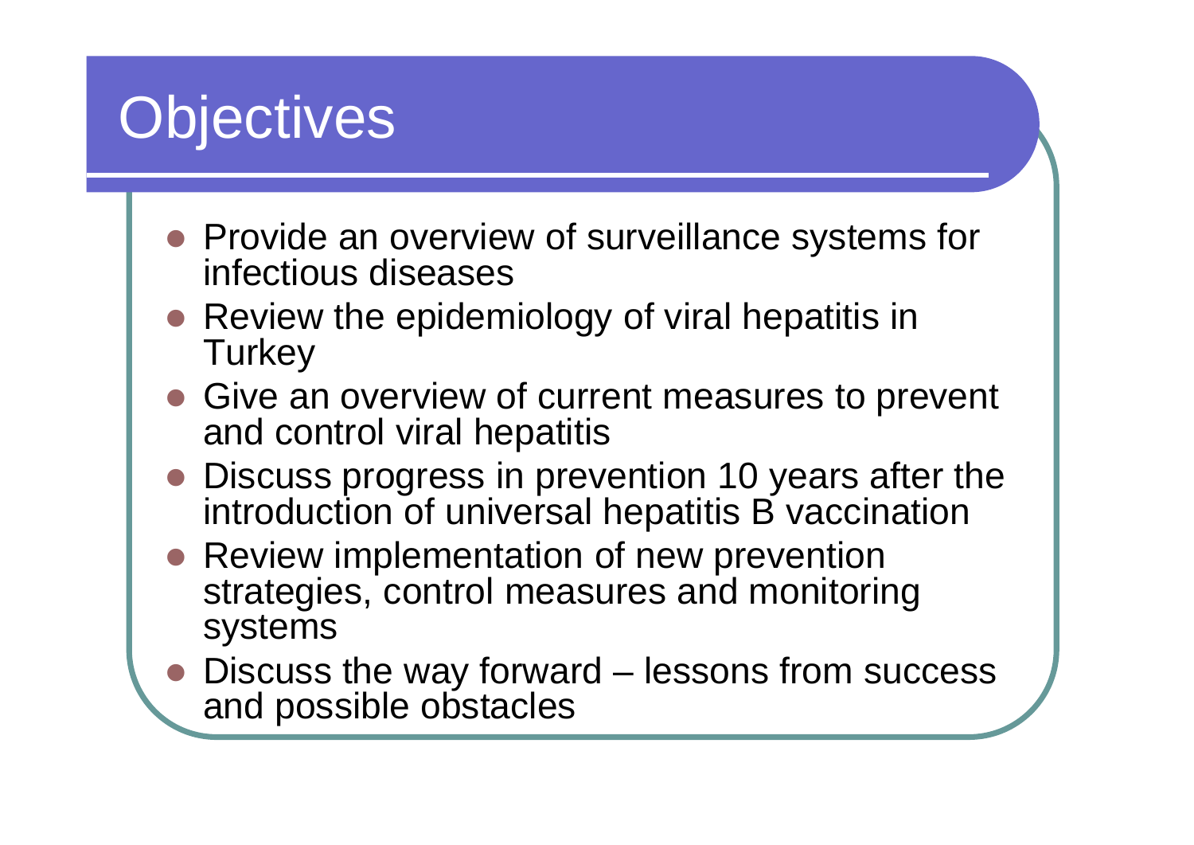# Objectives

- Provide an overview of surveillance systems for infectious diseases
- Review the epidemiology of viral hepatitis in Turkey
- Give an overview of current measures to prevent and control viral hepatitis
- Discuss progress in prevention 10 years after the introduction of universal hepatitis B vaccination
- Review implementation of new prevention strategies, control measures and monitoring systems
- Discuss the way forward – lessons from success and possible obstacles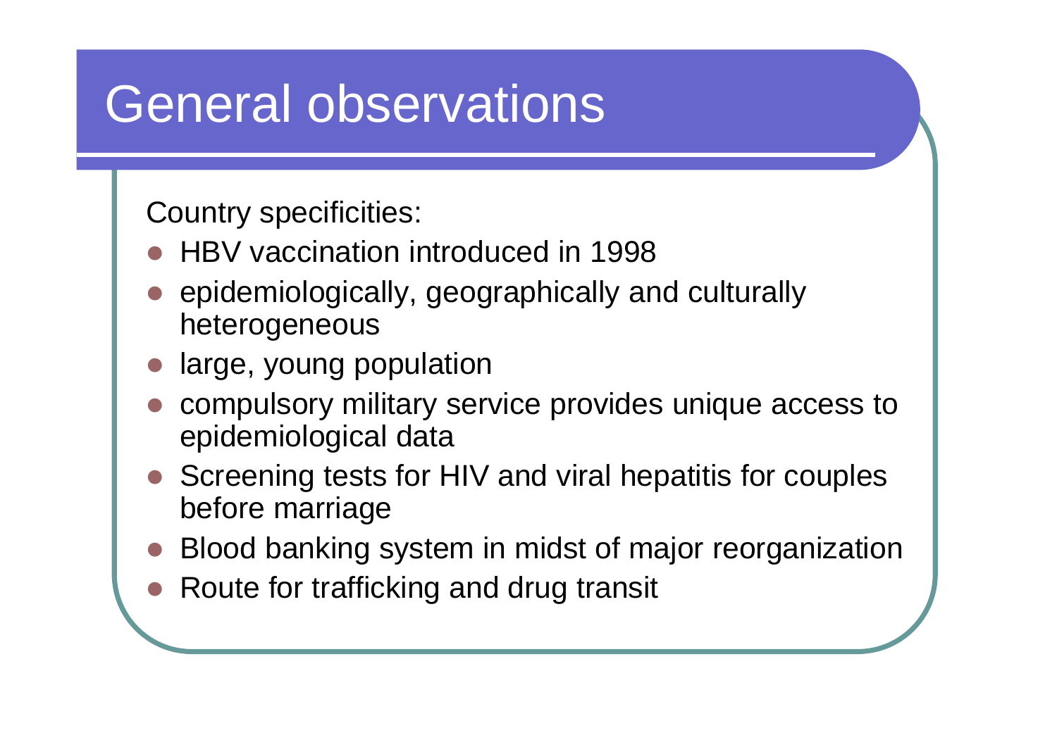# General observations

Country specificities:

- HBV vaccination introduced in 1998
- epidemiologically, geographically and culturally heterogeneous
- large, young population
- compulsory military service provides unique access to epidemiological data
- Screening tests for HIV and viral hepatitis for couples before marriage
- Blood banking system in midst of major reorganization
- Route for trafficking and drug transit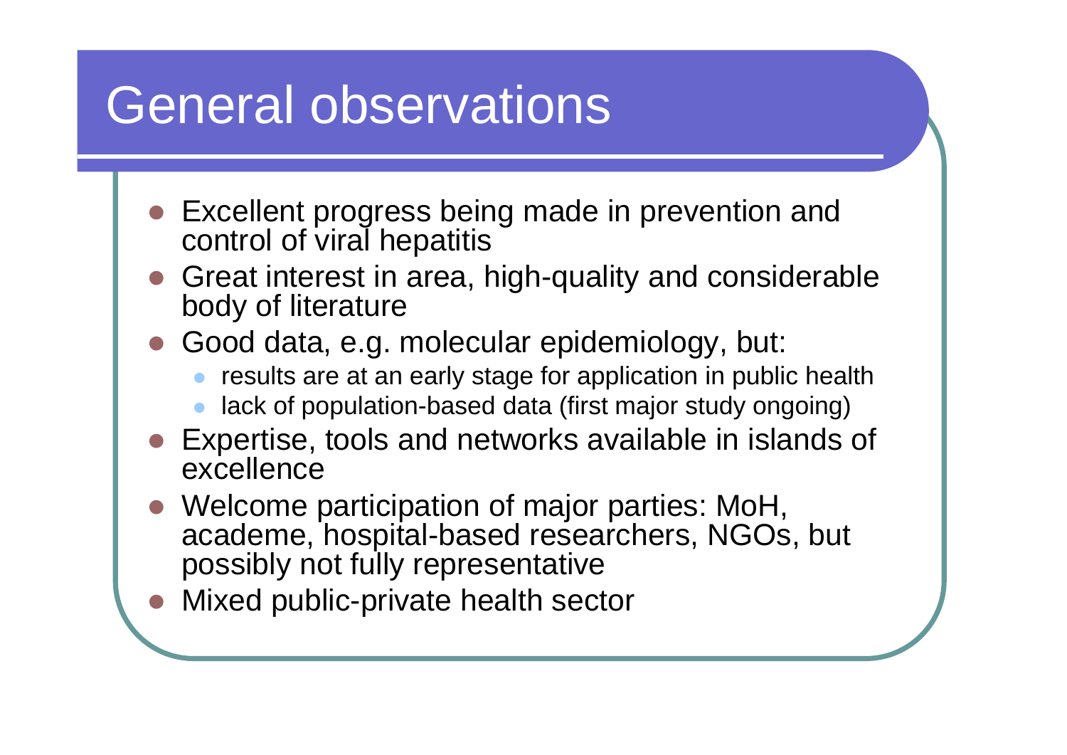# General observations

- Excellent progress being made in prevention and control of viral hepatitis
- Great interest in area, high-quality and considerable body of literature
- Good data, e.g. molecular epidemiology, but:
  - results are at an early stage for application in public health
  - lack of population-based data (first major study ongoing)
- Expertise, tools and networks available in islands of excellence
- Welcome participation of major parties: MoH, academe, hospital-based researchers, NGOs, but possibly not fully representative
- Mixed public-private health sector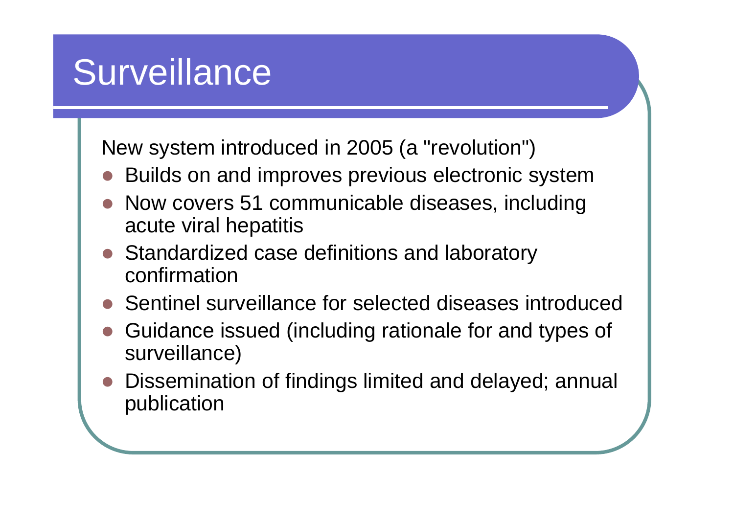# Surveillance

New system introduced in 2005 (a "revolution")

- Builds on and improves previous electronic system
- Now covers 51 communicable diseases, including acute viral hepatitis
- Standardized case definitions and laboratory confirmation
- Sentinel surveillance for selected diseases introduced
- Guidance issued (including rationale for and types of surveillance)
- Dissemination of findings limited and delayed; annual publication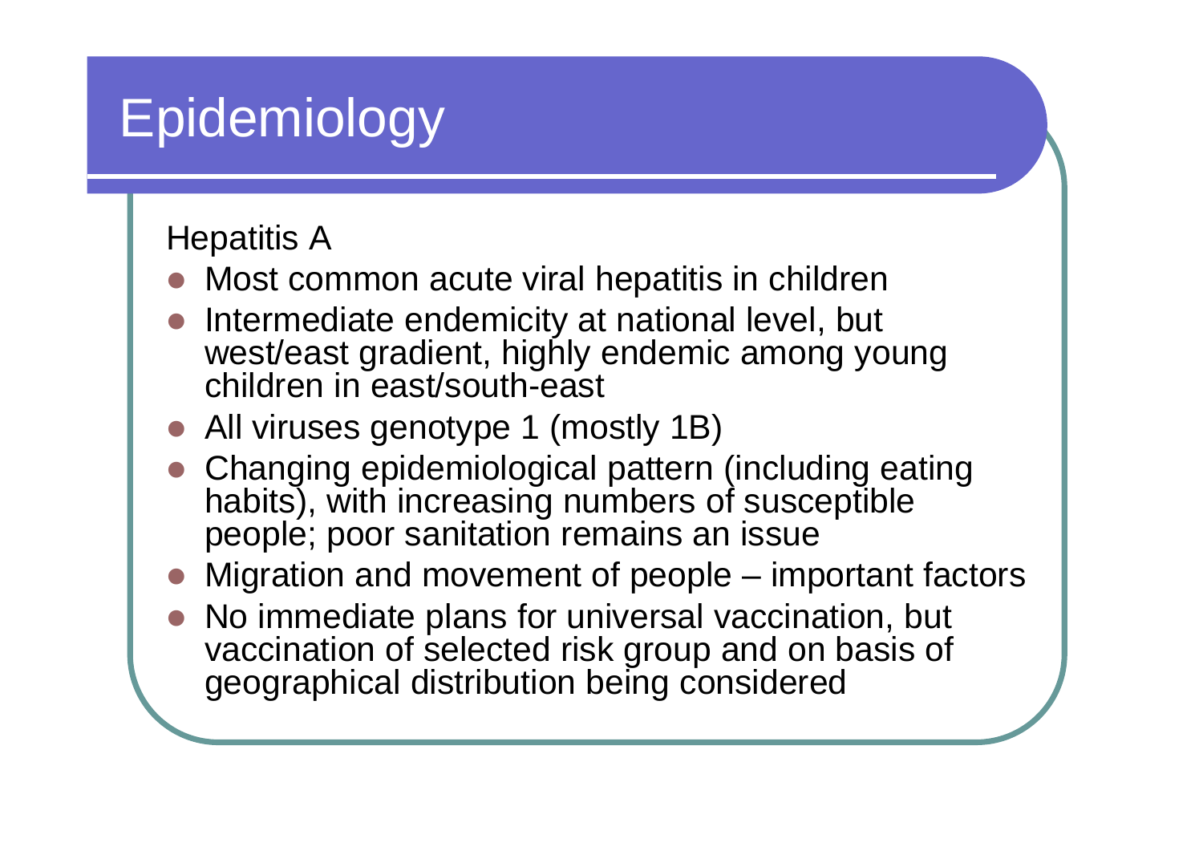# Epidemiology

Hepatitis A

- Most common acute viral hepatitis in children
- Intermediate endemicity at national level, but west/east gradient, highly endemic among young children in east/south-east
- All viruses genotype 1 (mostly 1B)
- Changing epidemiological pattern (including eating habits), with increasing numbers of susceptible people; poor sanitation remains an issue
- Migration and movement of people – important factors
- No immediate plans for universal vaccination, but vaccination of selected risk group and on basis of geographical distribution being considered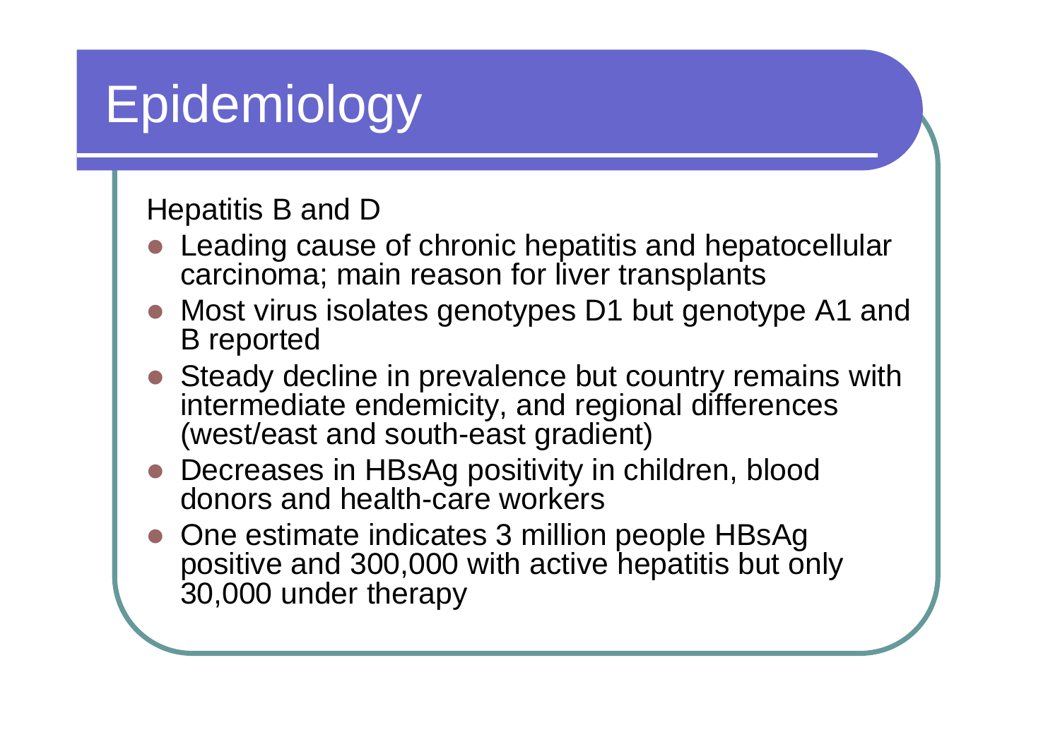# Epidemiology

Hepatitis B and D

- Leading cause of chronic hepatitis and hepatocellular carcinoma; main reason for liver transplants
- Most virus isolates genotypes D1 but genotype A1 and B reported
- Steady decline in prevalence but country remains with intermediate endemicity, and regional differences (west/east and south-east gradient)
- Decreases in HBsAg positivity in children, blood donors and health-care workers
- One estimate indicates 3 million people HBsAg positive and 300,000 with active hepatitis but only 30,000 under therapy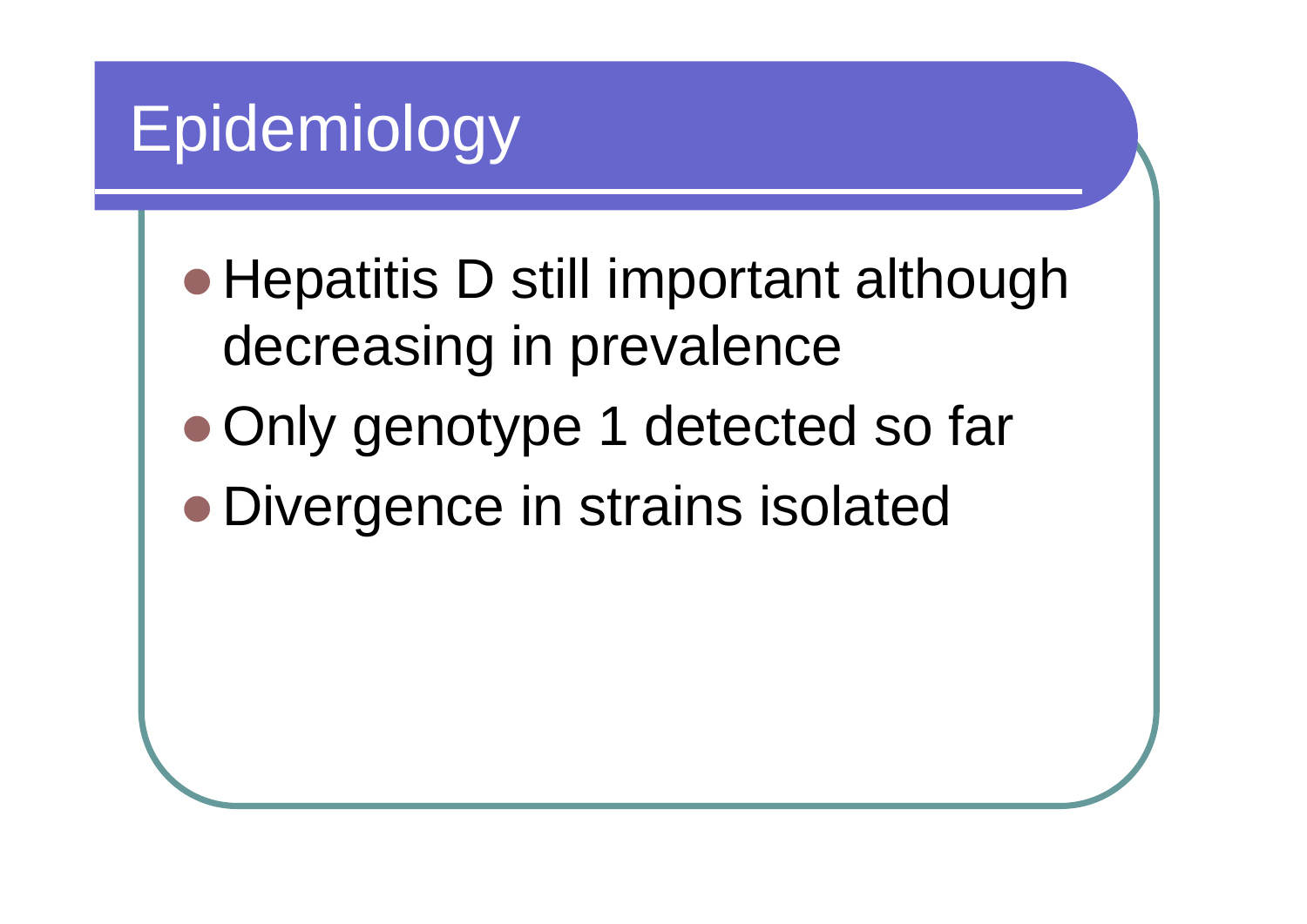# Epidemiology

- Hepatitis D still important although decreasing in prevalence
- Only genotype 1 detected so far
- Divergence in strains isolated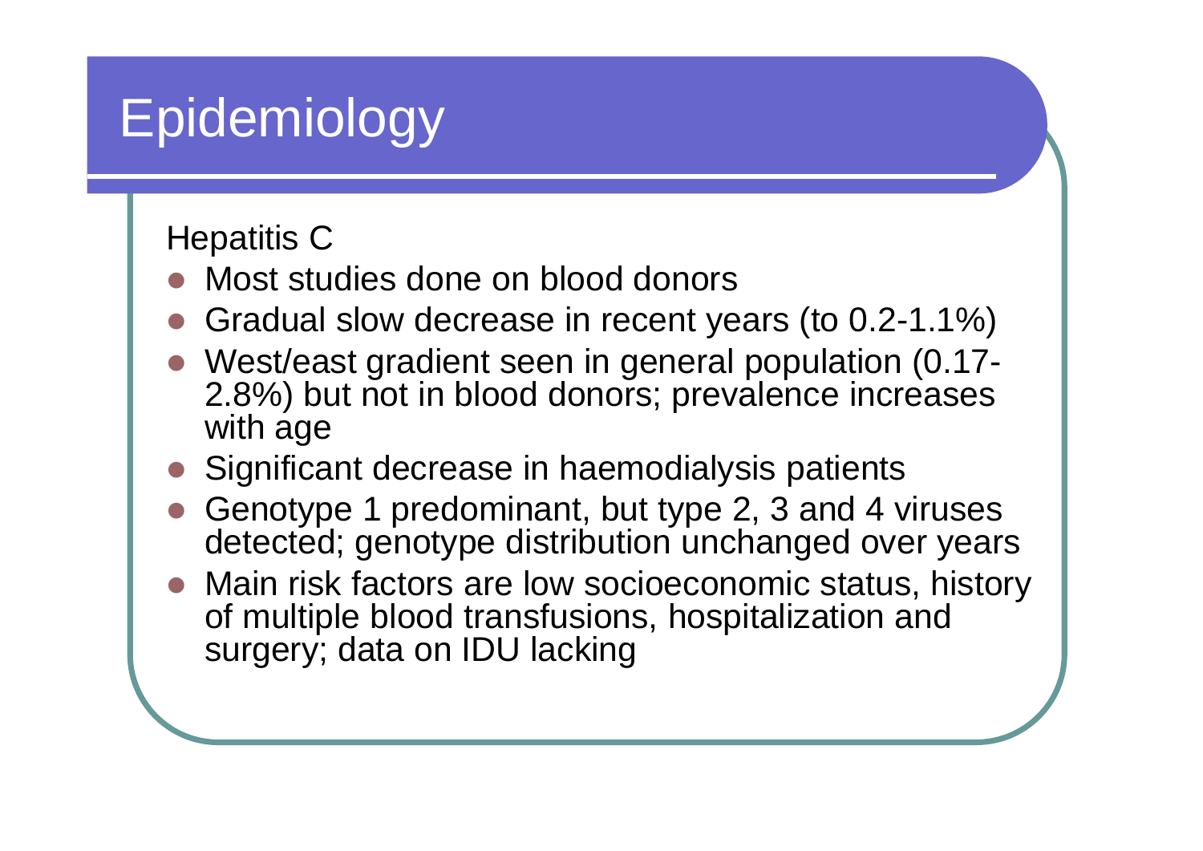# Epidemiology

Hepatitis C

- Most studies done on blood donors
- Gradual slow decrease in recent years (to 0.2-1.1%)
- West/east gradient seen in general population (0.17-2.8%) but not in blood donors; prevalence increases with age
- Significant decrease in haemodialysis patients
- Genotype 1 predominant, but type 2, 3 and 4 viruses detected; genotype distribution unchanged over years
- Main risk factors are low socioeconomic status, history of multiple blood transfusions, hospitalization and surgery; data on IDU lacking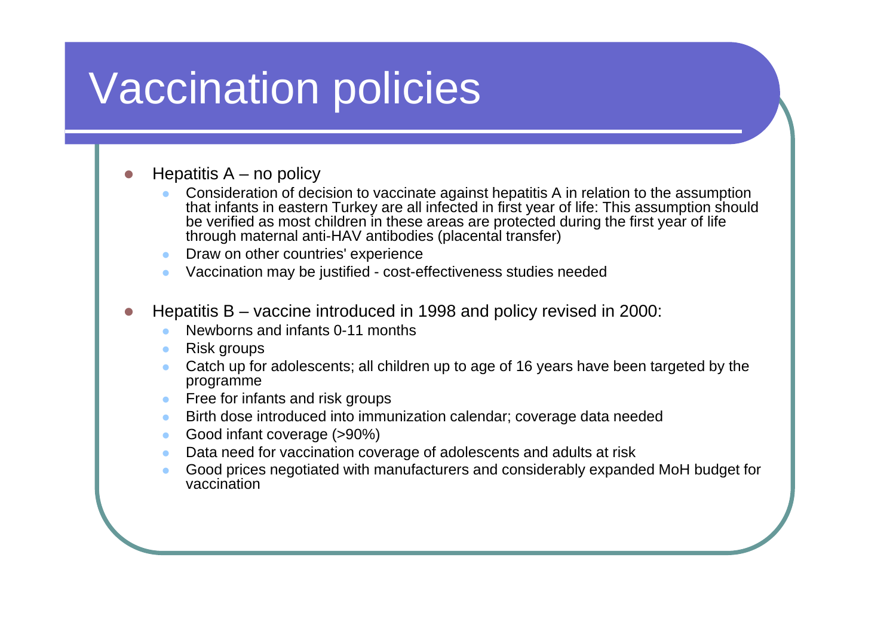# Vaccination policies

- Hepatitis A – no policy
  - Consideration of decision to vaccinate against hepatitis A in relation to the assumption that infants in eastern Turkey are all infected in first year of life: This assumption should be verified as most children in these areas are protected during the first year of life through maternal anti-HAV antibodies (placental transfer)
  - Draw on other countries' experience
  - Vaccination may be justified - cost-effectiveness studies needed

- Hepatitis B – vaccine introduced in 1998 and policy revised in 2000:
  - Newborns and infants 0-11 months
  - Risk groups
  - Catch up for adolescents; all children up to age of 16 years have been targeted by the programme
  - Free for infants and risk groups
  - Birth dose introduced into immunization calendar; coverage data needed
  - Good infant coverage (>90%)
  - Data need for vaccination coverage of adolescents and adults at risk
  - Good prices negotiated with manufacturers and considerably expanded MoH budget for vaccination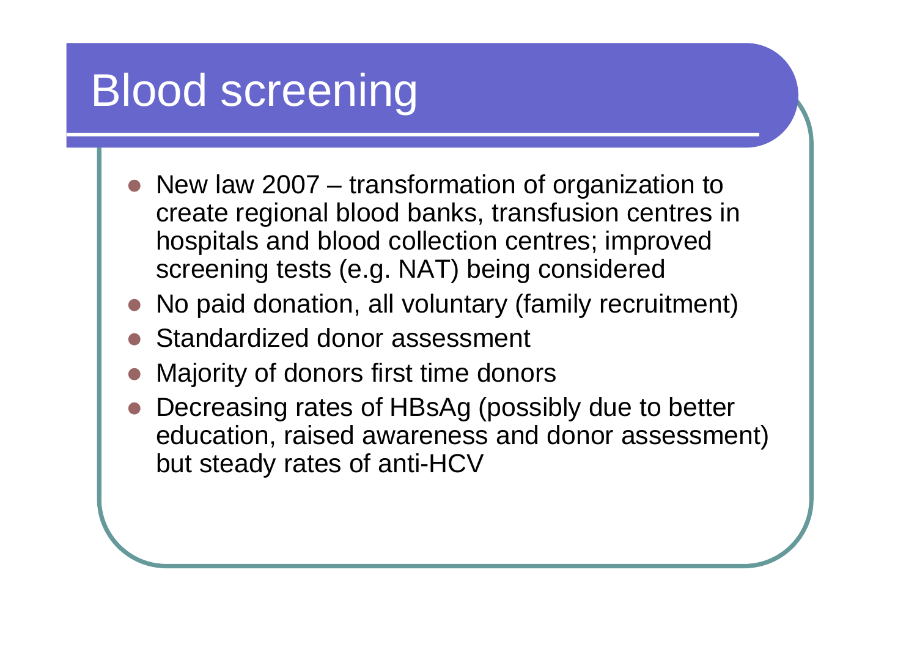# Blood screening

- New law 2007 – transformation of organization to create regional blood banks, transfusion centres in hospitals and blood collection centres; improved screening tests (e.g. NAT) being considered
- No paid donation, all voluntary (family recruitment)
- Standardized donor assessment
- Majority of donors first time donors
- Decreasing rates of HBsAg (possibly due to better education, raised awareness and donor assessment) but steady rates of anti-HCV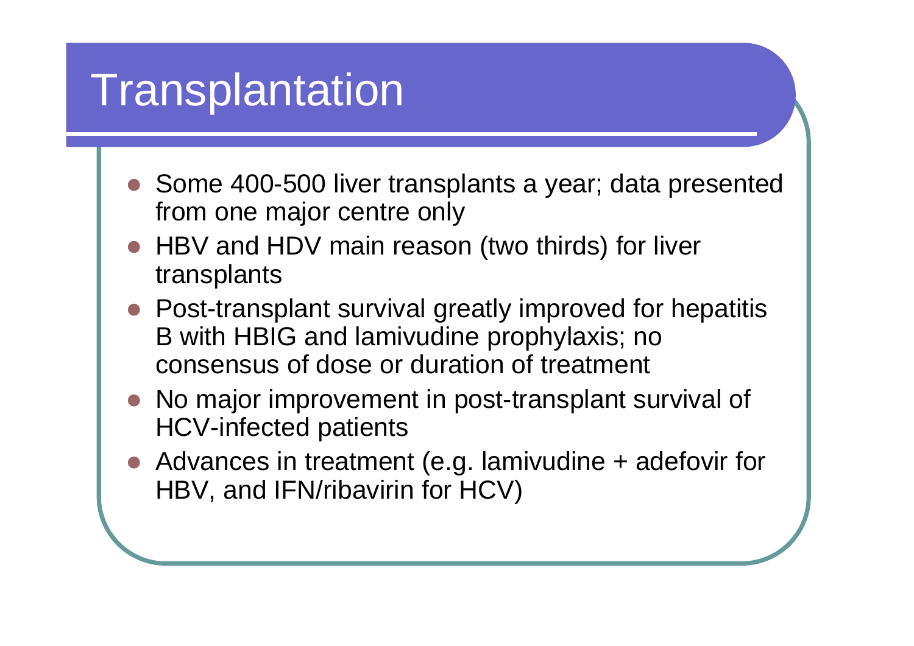# Transplantation

- Some 400-500 liver transplants a year; data presented from one major centre only
- HBV and HDV main reason (two thirds) for liver transplants
- Post-transplant survival greatly improved for hepatitis B with HBIG and lamivudine prophylaxis; no consensus of dose or duration of treatment
- No major improvement in post-transplant survival of HCV-infected patients
- Advances in treatment (e.g. lamivudine + adefovir for HBV, and IFN/ribavirin for HCV)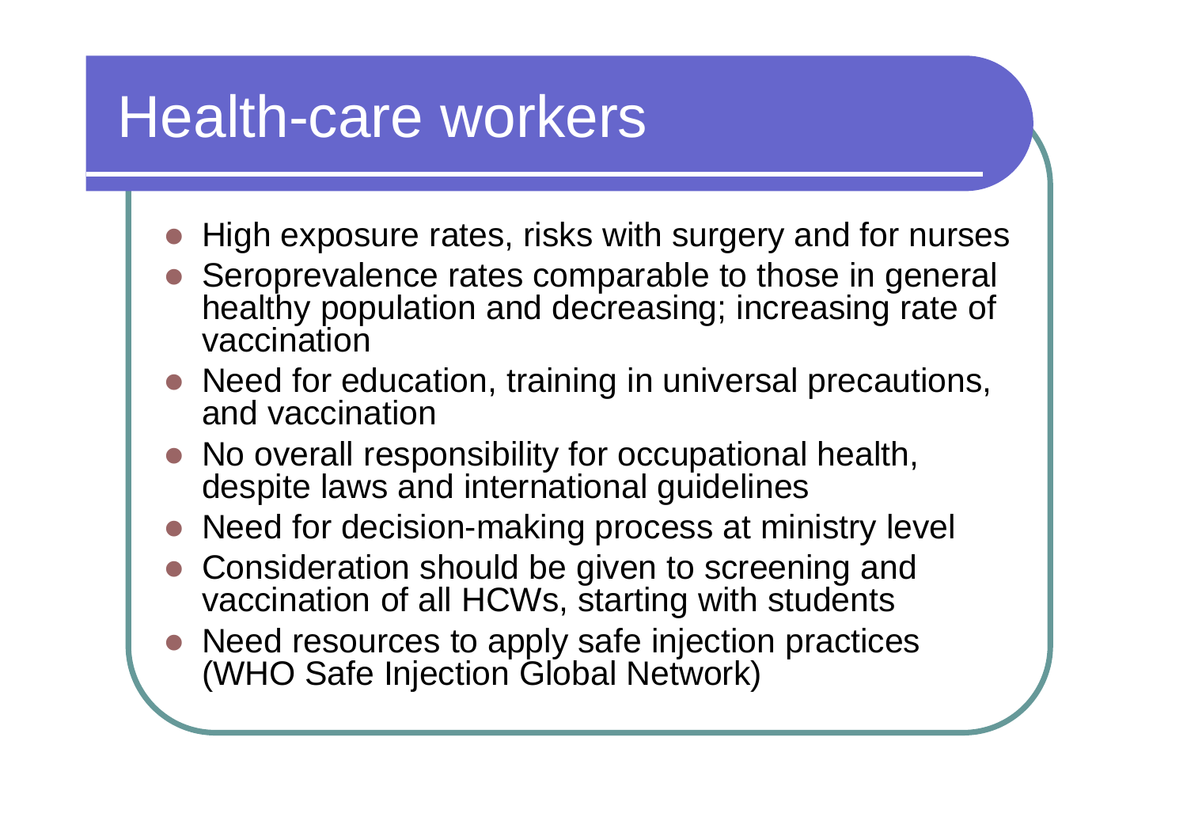# Health-care workers

- High exposure rates, risks with surgery and for nurses
- Seroprevalence rates comparable to those in general healthy population and decreasing; increasing rate of vaccination
- Need for education, training in universal precautions, and vaccination
- No overall responsibility for occupational health, despite laws and international guidelines
- Need for decision-making process at ministry level
- Consideration should be given to screening and vaccination of all HCWs, starting with students
- Need resources to apply safe injection practices (WHO Safe Injection Global Network)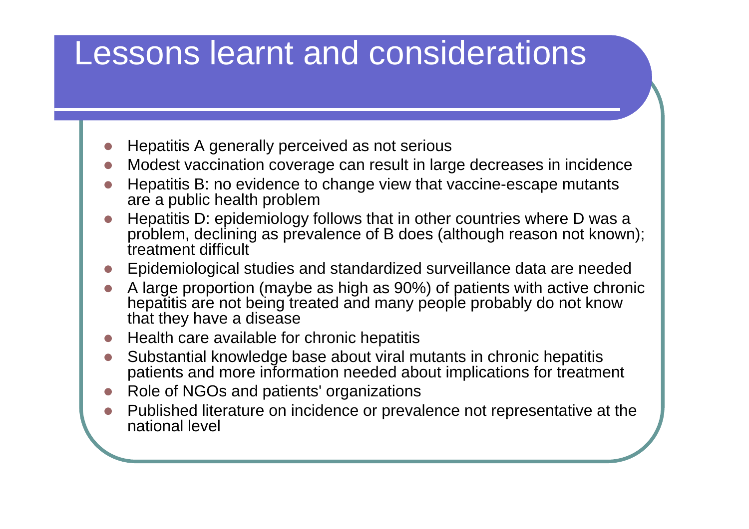# Lessons learnt and considerations

- Hepatitis A generally perceived as not serious
- Modest vaccination coverage can result in large decreases in incidence
- Hepatitis B: no evidence to change view that vaccine-escape mutants are a public health problem
- Hepatitis D: epidemiology follows that in other countries where D was a problem, declining as prevalence of B does (although reason not known); treatment difficult
- Epidemiological studies and standardized surveillance data are needed
- A large proportion (maybe as high as 90%) of patients with active chronic hepatitis are not being treated and many people probably do not know that they have a disease
- Health care available for chronic hepatitis
- Substantial knowledge base about viral mutants in chronic hepatitis patients and more information needed about implications for treatment
- Role of NGOs and patients' organizations
- Published literature on incidence or prevalence not representative at the national level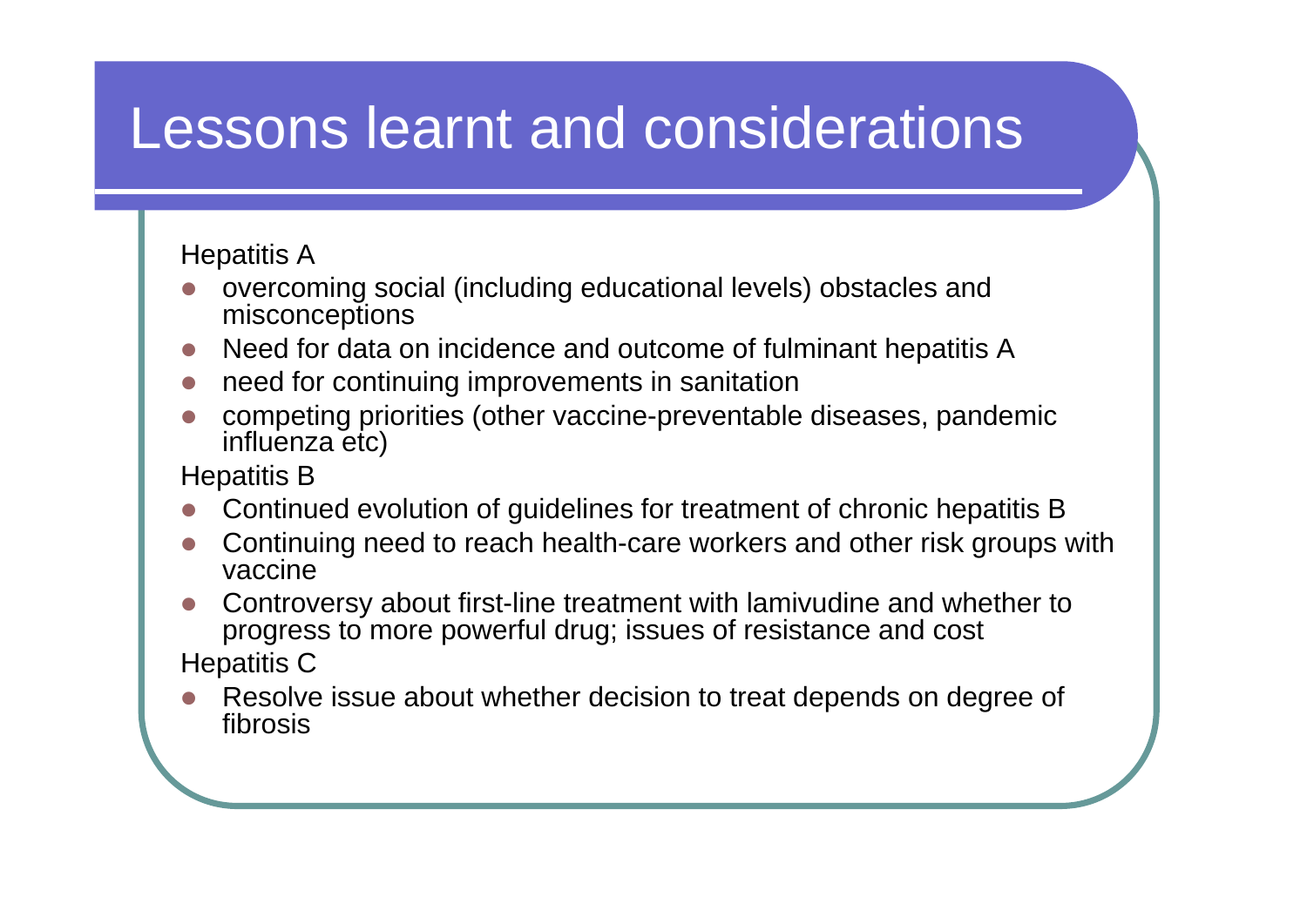# Lessons learnt and considerations

Hepatitis A

- overcoming social (including educational levels) obstacles and misconceptions
- Need for data on incidence and outcome of fulminant hepatitis A
- need for continuing improvements in sanitation
- competing priorities (other vaccine-preventable diseases, pandemic influenza etc)

Hepatitis B

- Continued evolution of guidelines for treatment of chronic hepatitis B
- Continuing need to reach health-care workers and other risk groups with vaccine
- Controversy about first-line treatment with lamivudine and whether to progress to more powerful drug; issues of resistance and cost

Hepatitis C

- Resolve issue about whether decision to treat depends on degree of fibrosis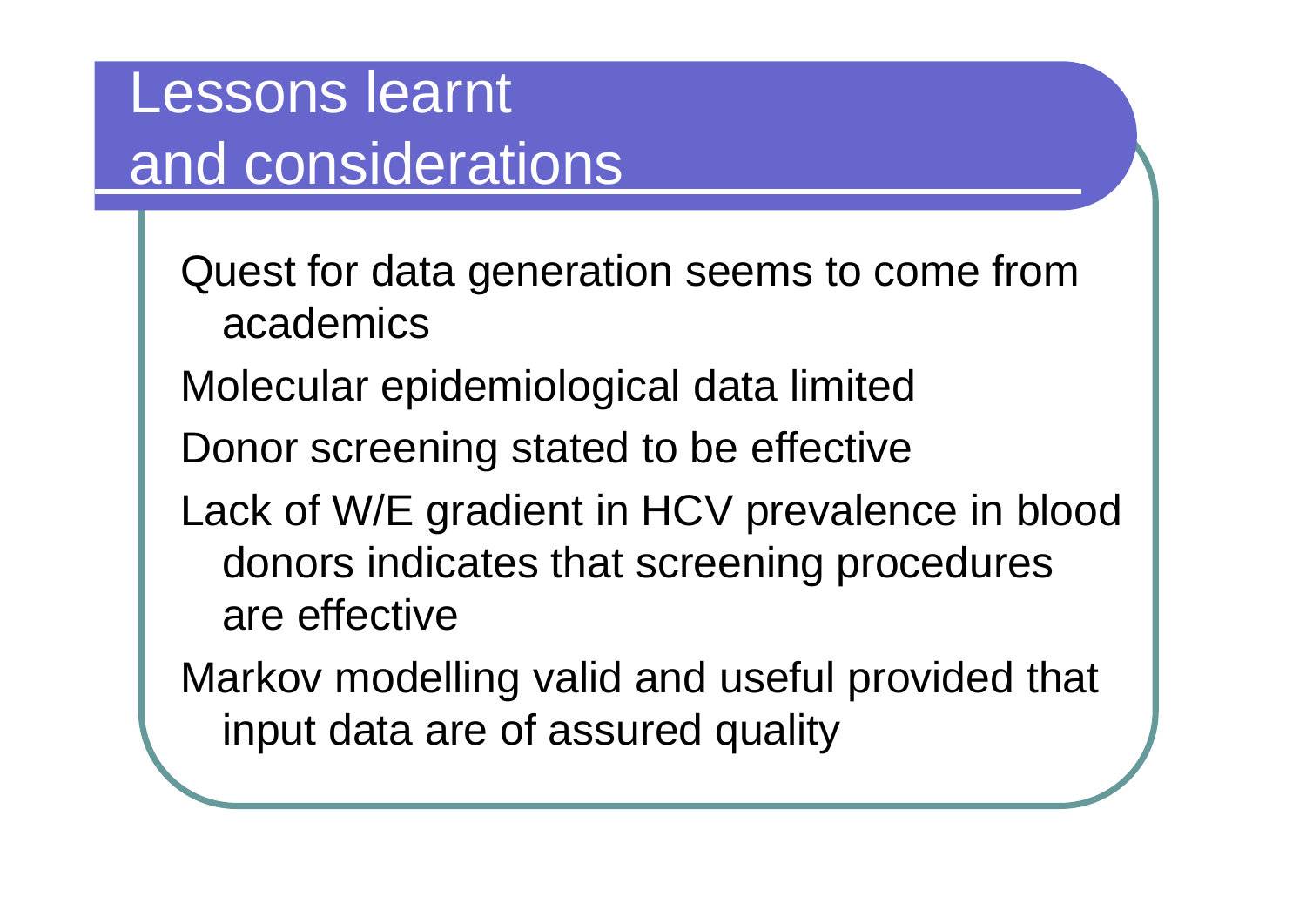# Lessons learnt and considerations

- Quest for data generation seems to come from academics
- Molecular epidemiological data limited
- Donor screening stated to be effective
- Lack of W/E gradient in HCV prevalence in blood donors indicates that screening procedures are effective
- Markov modelling valid and useful provided that input data are of assured quality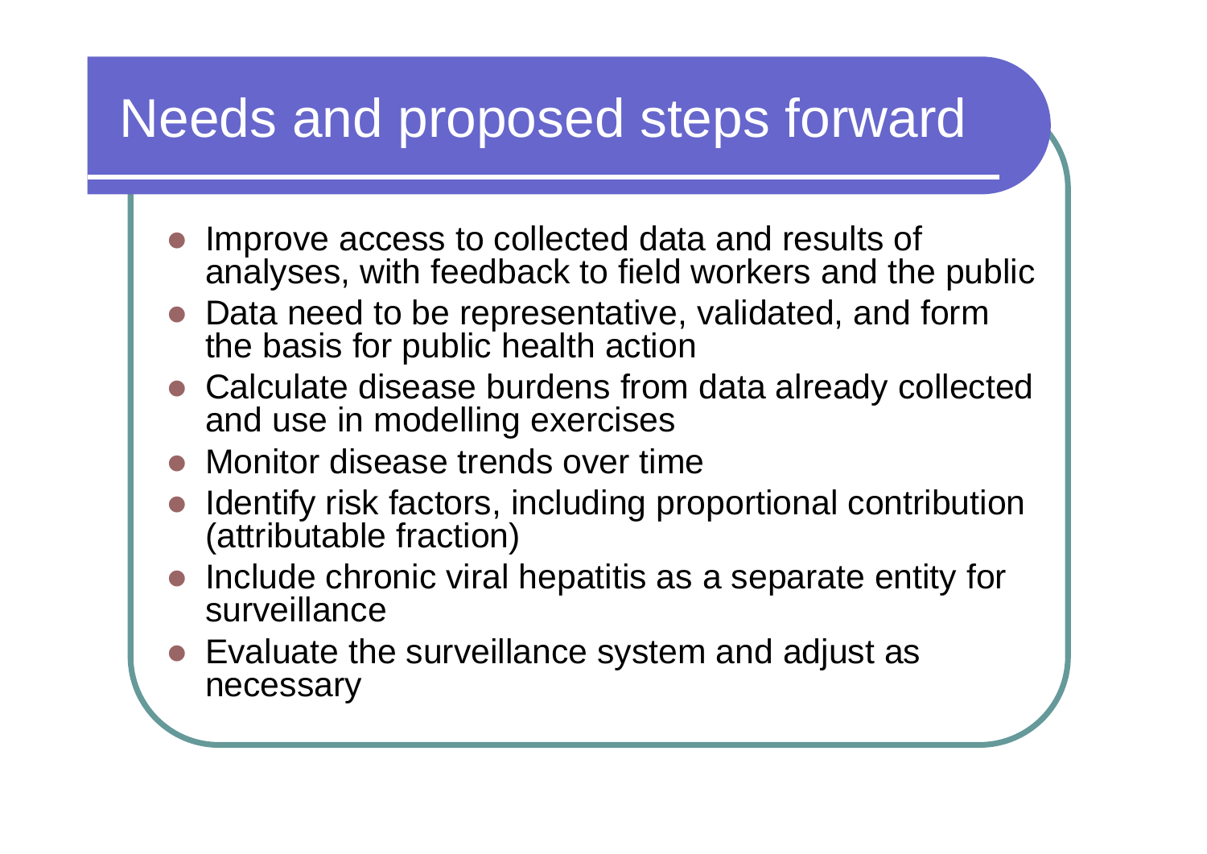# Needs and proposed steps forward

- Improve access to collected data and results of analyses, with feedback to field workers and the public
- Data need to be representative, validated, and form the basis for public health action
- Calculate disease burdens from data already collected and use in modelling exercises
- Monitor disease trends over time
- Identify risk factors, including proportional contribution (attributable fraction)
- Include chronic viral hepatitis as a separate entity for surveillance
- Evaluate the surveillance system and adjust as necessary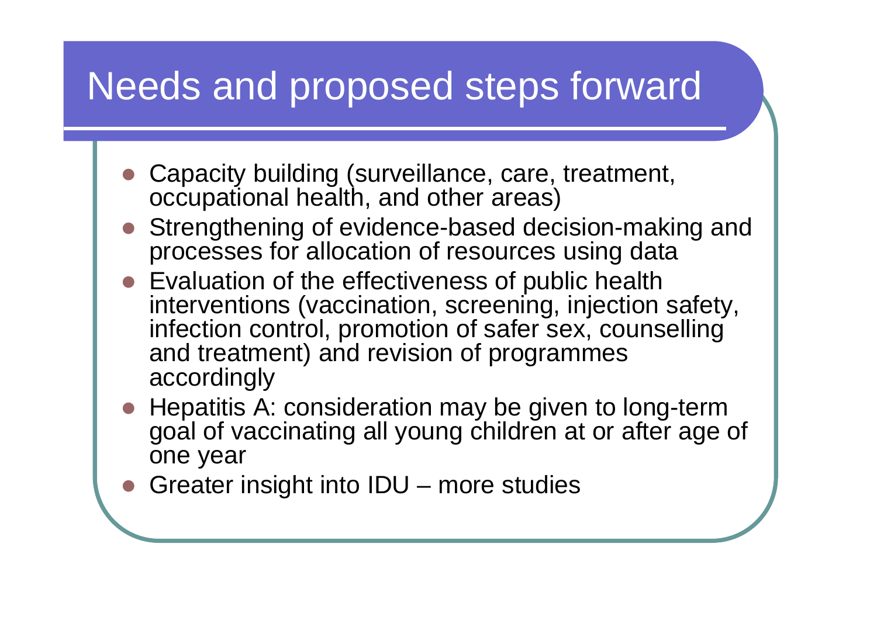# Needs and proposed steps forward

- Capacity building (surveillance, care, treatment, occupational health, and other areas)
- Strengthening of evidence-based decision-making and processes for allocation of resources using data
- Evaluation of the effectiveness of public health interventions (vaccination, screening, injection safety, infection control, promotion of safer sex, counselling and treatment) and revision of programmes accordingly
- Hepatitis A: consideration may be given to long-term goal of vaccinating all young children at or after age of one year
- Greater insight into IDU – more studies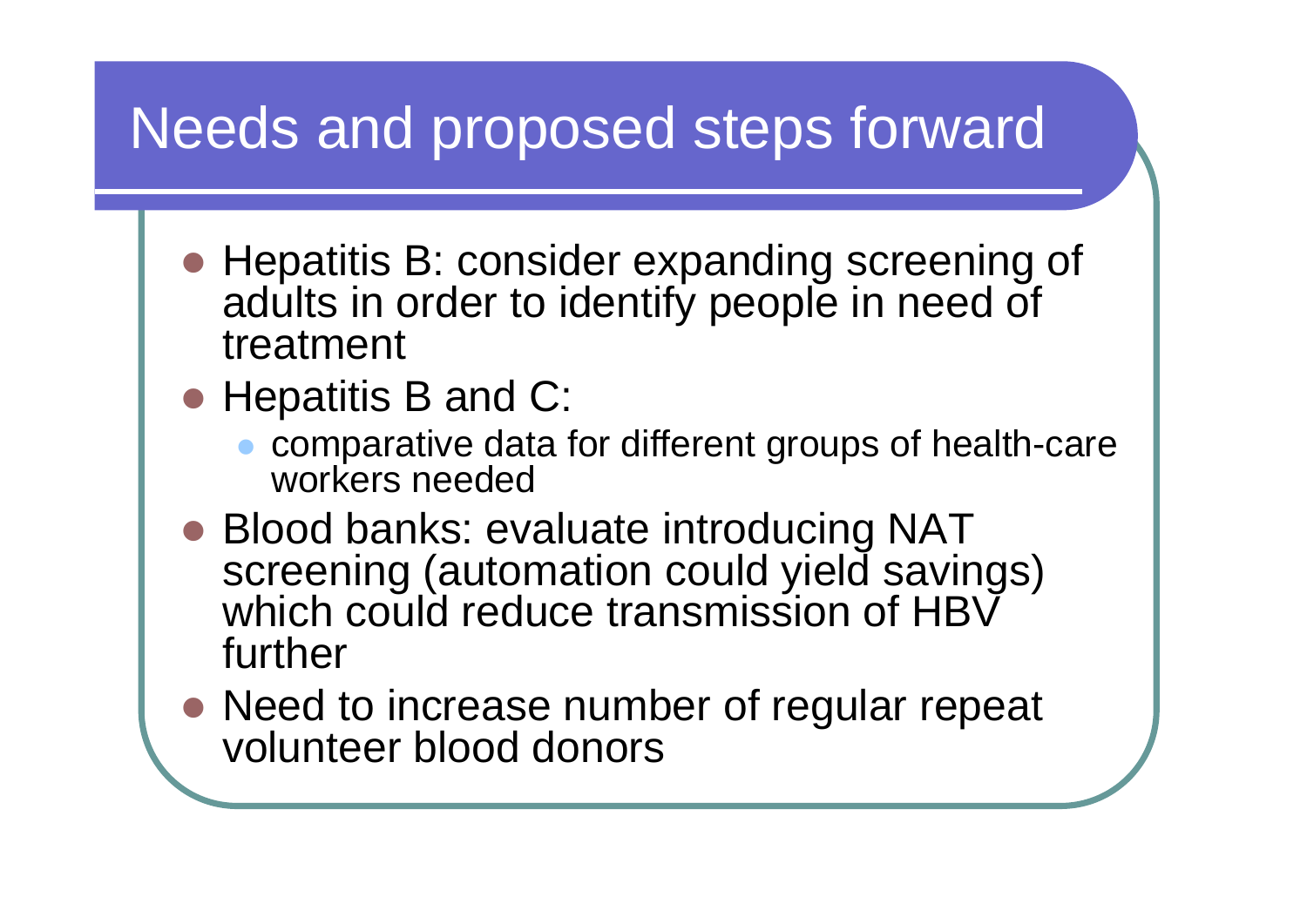# Needs and proposed steps forward

- Hepatitis B: consider expanding screening of adults in order to identify people in need of treatment
- Hepatitis B and C:
  - comparative data for different groups of health-care workers needed
- Blood banks: evaluate introducing NAT screening (automation could yield savings) which could reduce transmission of HBV further
- Need to increase number of regular repeat volunteer blood donors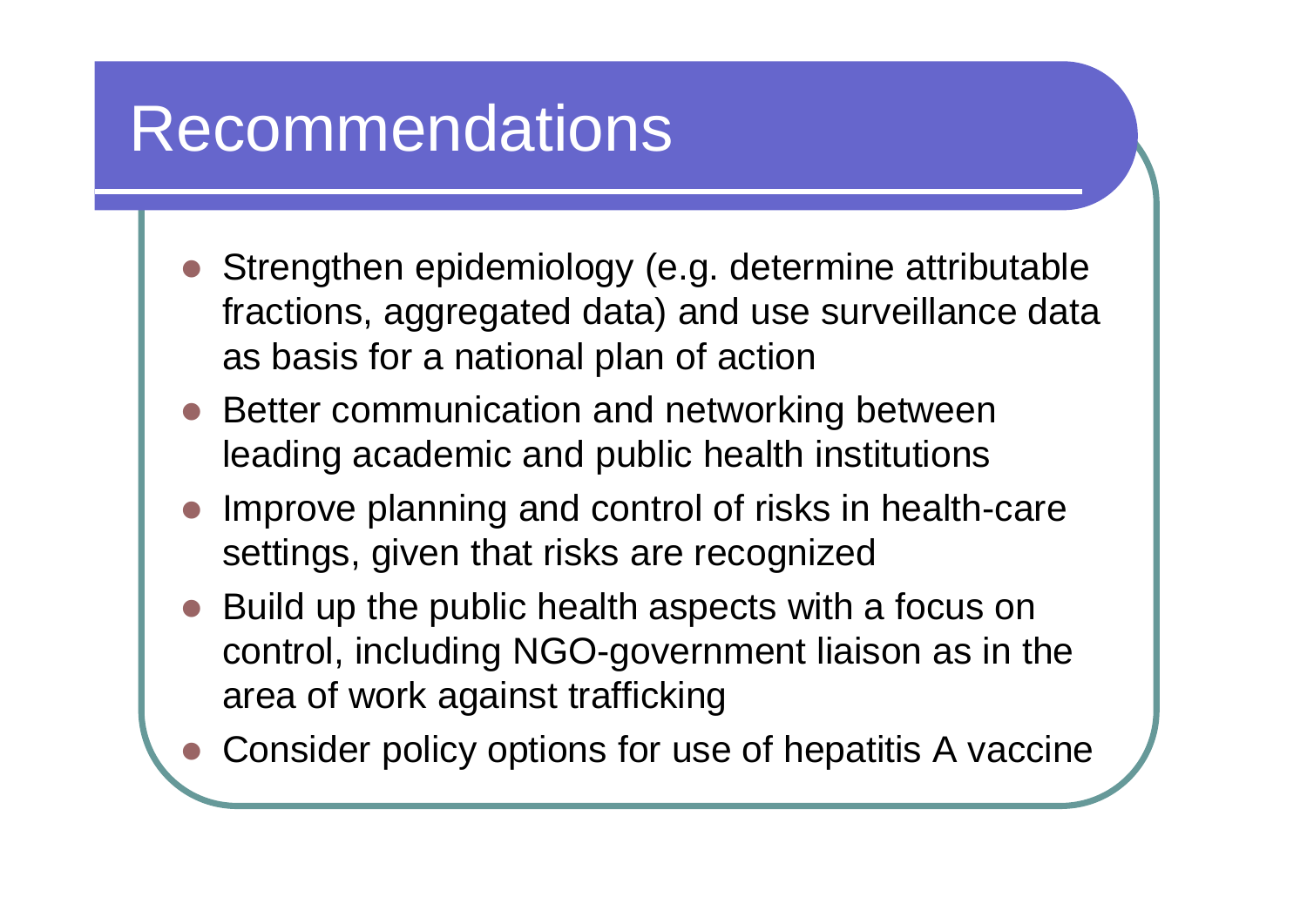# Recommendations

- Strengthen epidemiology (e.g. determine attributable fractions, aggregated data) and use surveillance data as basis for a national plan of action
- Better communication and networking between leading academic and public health institutions
- Improve planning and control of risks in health-care settings, given that risks are recognized
- Build up the public health aspects with a focus on control, including NGO-government liaison as in the area of work against trafficking
- Consider policy options for use of hepatitis A vaccine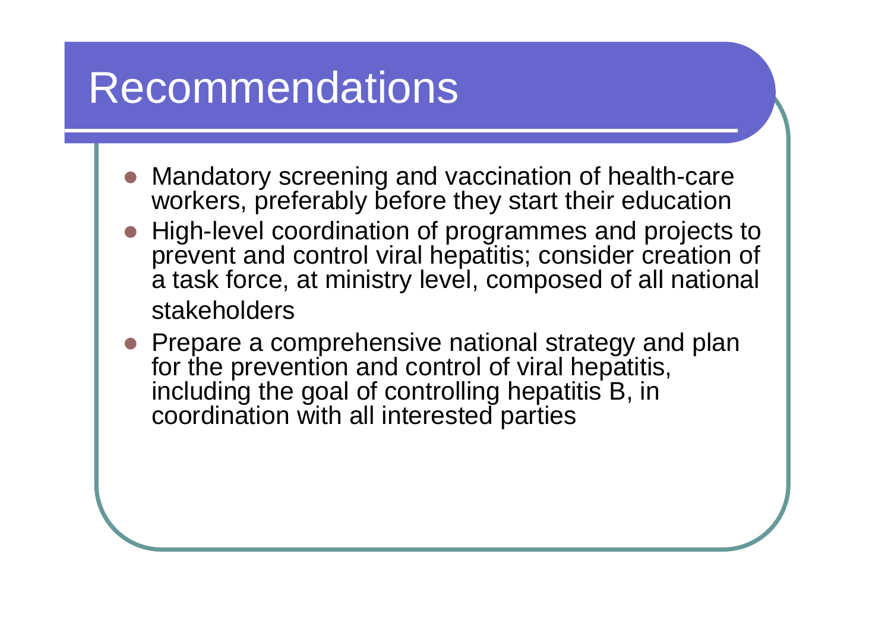# Recommendations

- Mandatory screening and vaccination of health-care workers, preferably before they start their education
- High-level coordination of programmes and projects to prevent and control viral hepatitis; consider creation of a task force, at ministry level, composed of all national stakeholders
- Prepare a comprehensive national strategy and plan for the prevention and control of viral hepatitis, including the goal of controlling hepatitis B, in coordination with all interested parties